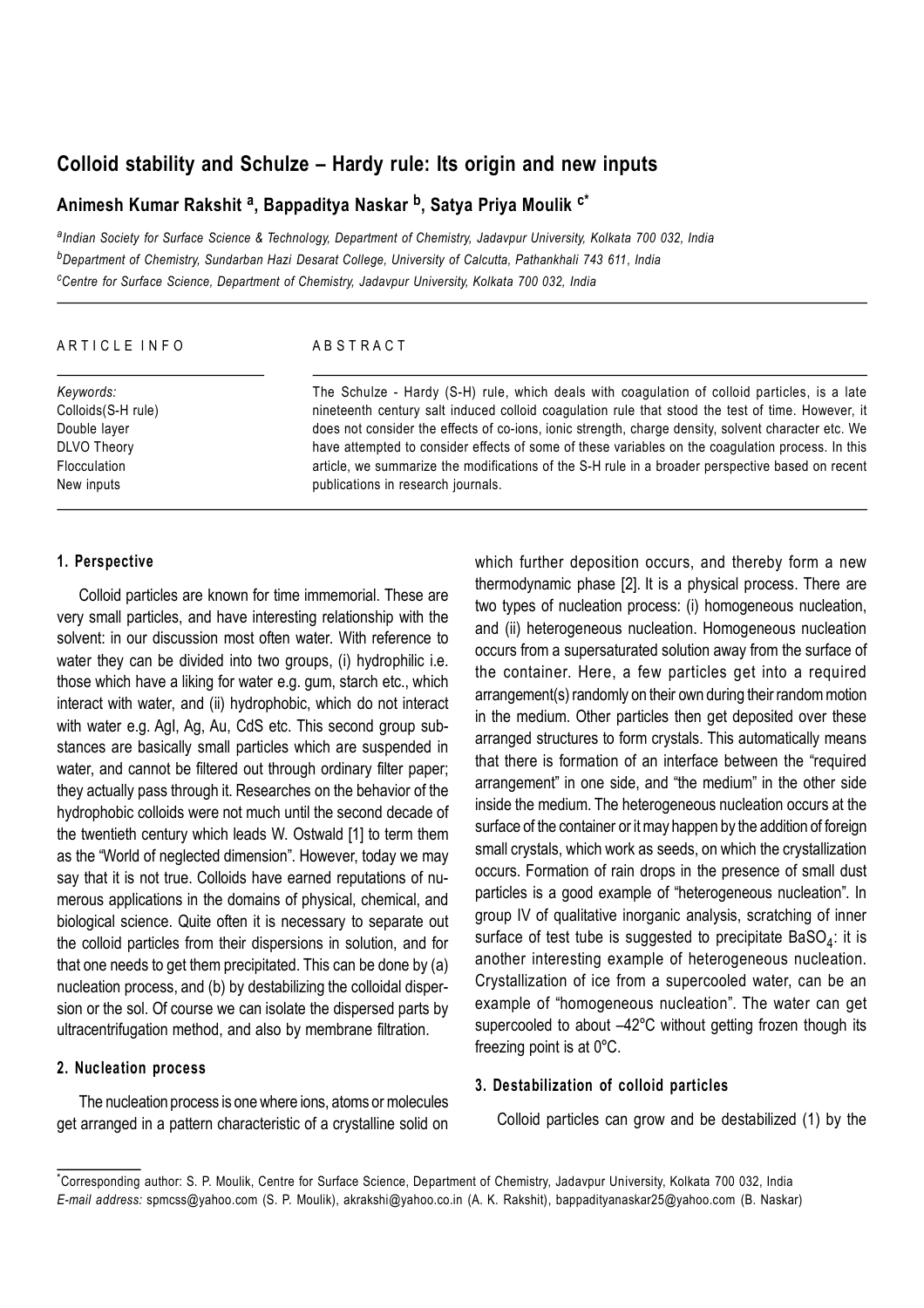# Colloid stability and Schulze – Hardy rule: Its origin and new inputs

**Animesh Kumar Rakshit [a], Bappaditya Naskar [b], Satya Priya Moulik [c*]**

[a] *Indian Society for Surface Science & Technology, Department of Chemistry, Jadavpur University, Kolkata 700 032, India*
[b] *Department of Chemistry, Sundarban Hazi Desarat College, University of Calcutta, Pathankhali 743 611, India*
[c] *Centre for Surface Science, Department of Chemistry, Jadavpur University, Kolkata 700 032, India*

---

ARTICLE INFO

*Keywords:*
Colloids(S-H rule)
Double layer
DLVO Theory
Flocculation
New inputs

ABSTRACT

The Schulze - Hardy (S-H) rule, which deals with coagulation of colloid particles, is a late nineteenth century salt induced colloid coagulation rule that stood the test of time. However, it does not consider the effects of co-ions, ionic strength, charge density, solvent character etc. We have attempted to consider effects of some of these variables on the coagulation process. In this article, we summarize the modifications of the S-H rule in a broader perspective based on recent publications in research journals.

---

## 1. Perspective

Colloid particles are known for time immemorial. These are very small particles, and have interesting relationship with the solvent: in our discussion most often water. With reference to water they can be divided into two groups, (i) hydrophilic i.e. those which have a liking for water e.g. gum, starch etc., which interact with water, and (ii) hydrophobic, which do not interact with water e.g. AgI, Ag, Au, CdS etc. This second group substances are basically small particles which are suspended in water, and cannot be filtered out through ordinary filter paper; they actually pass through it. Researches on the behavior of the hydrophobic colloids were not much until the second decade of the twentieth century which leads W. Ostwald [1] to term them as the "World of neglected dimension". However, today we may say that it is not true. Colloids have earned reputations of numerous applications in the domains of physical, chemical, and biological science. Quite often it is necessary to separate out the colloid particles from their dispersions in solution, and for that one needs to get them precipitated. This can be done by (a) nucleation process, and (b) by destabilizing the colloidal dispersion or the sol. Of course we can isolate the dispersed parts by ultracentrifugation method, and also by membrane filtration.

## 2. Nucleation process

The nucleation process is one where ions, atoms or molecules get arranged in a pattern characteristic of a crystalline solid on which further deposition occurs, and thereby form a new thermodynamic phase [2]. It is a physical process. There are two types of nucleation process: (i) homogeneous nucleation, and (ii) heterogeneous nucleation. Homogeneous nucleation occurs from a supersaturated solution away from the surface of the container. Here, a few particles get into a required arrangement(s) randomly on their own during their random motion in the medium. Other particles then get deposited over these arranged structures to form crystals. This automatically means that there is formation of an interface between the "required arrangement" in one side, and "the medium" in the other side inside the medium. The heterogeneous nucleation occurs at the surface of the container or it may happen by the addition of foreign small crystals, which work as seeds, on which the crystallization occurs. Formation of rain drops in the presence of small dust particles is a good example of "heterogeneous nucleation". In group IV of qualitative inorganic analysis, scratching of inner surface of test tube is suggested to precipitate $BaSO_4$: it is another interesting example of heterogeneous nucleation. Crystallization of ice from a supercooled water, can be an example of "homogeneous nucleation". The water can get supercooled to about –42°C without getting frozen though its freezing point is at 0°C.

## 3. Destabilization of colloid particles

Colloid particles can grow and be destabilized (1) by the

---

*Corresponding author: S. P. Moulik, Centre for Surface Science, Department of Chemistry, Jadavpur University, Kolkata 700 032, India
*E-mail address:* spmcss@yahoo.com (S. P. Moulik), akrakshi@yahoo.co.in (A. K. Rakshit), bappadityanaskar25@yahoo.com (B. Naskar)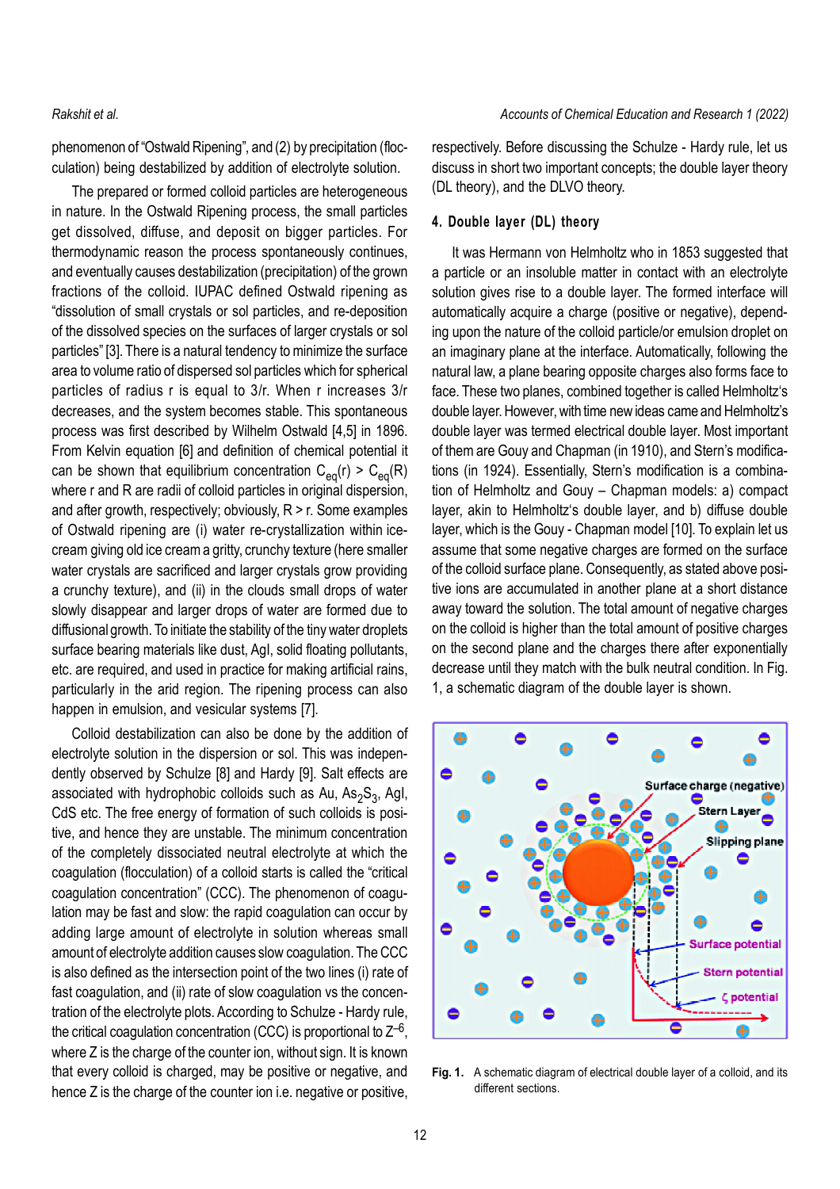phenomenon of "Ostwald Ripening", and (2) by precipitation (flocculation) being destabilized by addition of electrolyte solution.

The prepared or formed colloid particles are heterogeneous in nature. In the Ostwald Ripening process, the small particles get dissolved, diffuse, and deposit on bigger particles. For thermodynamic reason the process spontaneously continues, and eventually causes destabilization (precipitation) of the grown fractions of the colloid. IUPAC defined Ostwald ripening as "dissolution of small crystals or sol particles, and re-deposition of the dissolved species on the surfaces of larger crystals or sol particles" [3]. There is a natural tendency to minimize the surface area to volume ratio of dispersed sol particles which for spherical particles of radius r is equal to 3/r. When r increases 3/r decreases, and the system becomes stable. This spontaneous process was first described by Wilhelm Ostwald [4,5] in 1896. From Kelvin equation [6] and definition of chemical potential it can be shown that equilibrium concentration $C_{eq}(r) > C_{eq}(R)$ where r and R are radii of colloid particles in original dispersion, and after growth, respectively; obviously, R > r. Some examples of Ostwald ripening are (i) water re-crystallization within ice-cream giving old ice cream a gritty, crunchy texture (here smaller water crystals are sacrificed and larger crystals grow providing a crunchy texture), and (ii) in the clouds small drops of water slowly disappear and larger drops of water are formed due to diffusional growth. To initiate the stability of the tiny water droplets surface bearing materials like dust, AgI, solid floating pollutants, etc. are required, and used in practice for making artificial rains, particularly in the arid region. The ripening process can also happen in emulsion, and vesicular systems [7].

Colloid destabilization can also be done by the addition of electrolyte solution in the dispersion or sol. This was independently observed by Schulze [8] and Hardy [9]. Salt effects are associated with hydrophobic colloids such as Au, $As_2S_3$, AgI, CdS etc. The free energy of formation of such colloids is positive, and hence they are unstable. The minimum concentration of the completely dissociated neutral electrolyte at which the coagulation (flocculation) of a colloid starts is called the "critical coagulation concentration" (CCC). The phenomenon of coagulation may be fast and slow: the rapid coagulation can occur by adding large amount of electrolyte in solution whereas small amount of electrolyte addition causes slow coagulation. The CCC is also defined as the intersection point of the two lines (i) rate of fast coagulation, and (ii) rate of slow coagulation vs the concentration of the electrolyte plots. According to Schulze - Hardy rule, the critical coagulation concentration (CCC) is proportional to $Z^{-6}$, where Z is the charge of the counter ion, without sign. It is known that every colloid is charged, may be positive or negative, and hence Z is the charge of the counter ion i.e. negative or positive, respectively. Before discussing the Schulze - Hardy rule, let us discuss in short two important concepts; the double layer theory (DL theory), and the DLVO theory.

## 4. Double layer (DL) theory

It was Hermann von Helmholtz who in 1853 suggested that a particle or an insoluble matter in contact with an electrolyte solution gives rise to a double layer. The formed interface will automatically acquire a charge (positive or negative), depending upon the nature of the colloid particle/or emulsion droplet on an imaginary plane at the interface. Automatically, following the natural law, a plane bearing opposite charges also forms face to face. These two planes, combined together is called Helmholtz's double layer. However, with time new ideas came and Helmholtz's double layer was termed electrical double layer. Most important of them are Gouy and Chapman (in 1910), and Stern's modification (in 1924). Essentially, Stern's modification is a combinations of Helmholtz and Gouy – Chapman models: a) compact layer, akin to Helmholtz's double layer, and b) diffuse double layer, which is the Gouy - Chapman model [10]. To explain let us assume that some negative charges are formed on the surface of the colloid surface plane. Consequently, as stated above positive ions are accumulated in another plane at a short distance away toward the solution. The total amount of negative charges on the colloid is higher than the total amount of positive charges on the second plane and the charges there after exponentially decrease until they match with the bulk neutral condition. In Fig. 1, a schematic diagram of the double layer is shown.

**Fig. 1.** A schematic diagram of electrical double layer of a colloid, and its different sections.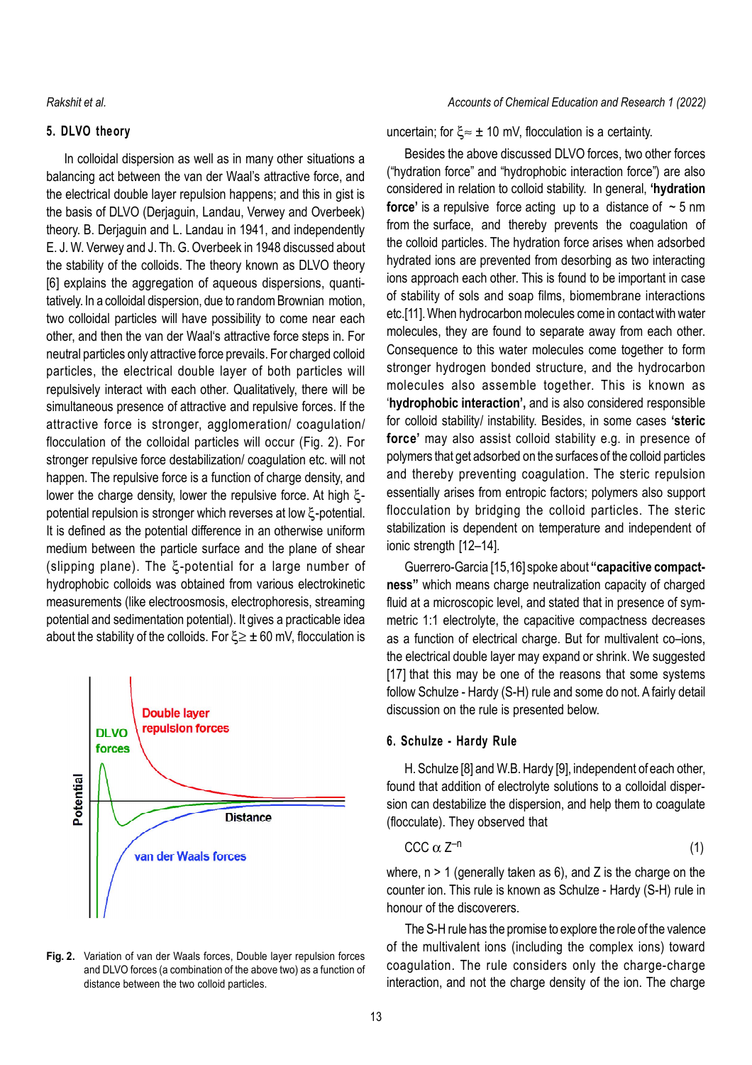## 5. DLVO theory

In colloidal dispersion as well as in many other situations a balancing act between the van der Waal's attractive force, and the electrical double layer repulsion happens; and this in gist is the basis of DLVO (Derjaguin, Landau, Verwey and Overbeek) theory. B. Derjaguin and L. Landau in 1941, and independently E. J. W. Verwey and J. Th. G. Overbeek in 1948 discussed about the stability of the colloids. The theory known as DLVO theory [6] explains the aggregation of aqueous dispersions, quantitatively. In a colloidal dispersion, due to random Brownian motion, two colloidal particles will have possibility to come near each other, and then the van der Waal's attractive force steps in. For neutral particles only attractive force prevails. For charged colloid particles, the electrical double layer of both particles will repulsively interact with each other. Qualitatively, there will be simultaneous presence of attractive and repulsive forces. If the attractive force is stronger, agglomeration/ coagulation/ flocculation of the colloidal particles will occur (Fig. 2). For stronger repulsive force destabilization/ coagulation etc. will not happen. The repulsive force is a function of charge density, and lower the charge density, lower the repulsive force. At high $\xi$-potential repulsion is stronger which reverses at low $\xi$-potential. It is defined as the potential difference in an otherwise uniform medium between the particle surface and the plane of shear (slipping plane). The $\xi$-potential for a large number of hydrophobic colloids was obtained from various electrokinetic measurements (like electroosmosis, electrophoresis, streaming potential and sedimentation potential). It gives a practicable idea about the stability of the colloids. For $\xi \geq \pm 60$ mV, flocculation is uncertain; for $\xi \approx \pm 10$ mV, flocculation is a certainty.

Fig. 2. Variation of van der Waals forces, Double layer repulsion forces and DLVO forces (a combination of the above two) as a function of distance between the two colloid particles.

Besides the above discussed DLVO forces, two other forces ("hydration force" and "hydrophobic interaction force") are also considered in relation to colloid stability. In general, **'hydration force'** is a repulsive force acting up to a distance of ~ 5 nm from the surface, and thereby prevents the coagulation of the colloid particles. The hydration force arises when adsorbed hydrated ions are prevented from desorbing as two interacting ions approach each other. This is found to be important in case of stability of sols and soap films, biomembrane interactions etc.[11]. When hydrocarbon molecules come in contact with water molecules, they are found to separate away from each other. Consequence to this water molecules come together to form stronger hydrogen bonded structure, and the hydrocarbon molecules also assemble together. This is known as '**hydrophobic interaction',** and is also considered responsible for colloid stability/ instability. Besides, in some cases **'steric force'** may also assist colloid stability e.g. in presence of polymers that get adsorbed on the surfaces of the colloid particles and thereby preventing coagulation. The steric repulsion essentially arises from entropic factors; polymers also support flocculation by bridging the colloid particles. The steric stabilization is dependent on temperature and independent of ionic strength [12–14].

Guerrero-Garcia [15,16] spoke about **"capacitive compactness"** which means charge neutralization capacity of charged fluid at a microscopic level, and stated that in presence of symmetric 1:1 electrolyte, the capacitive compactness decreases as a function of electrical charge. But for multivalent co–ions, the electrical double layer may expand or shrink. We suggested [17] that this may be one of the reasons that some systems follow Schulze - Hardy (S-H) rule and some do not. A fairly detail discussion on the rule is presented below.

## 6. Schulze - Hardy Rule

H. Schulze [8] and W.B. Hardy [9], independent of each other, found that addition of electrolyte solutions to a colloidal dispersion can destabilize the dispersion, and help them to coagulate (flocculate). They observed that

$$CCC \propto Z^{-n} \quad (1)$$

where, n > 1 (generally taken as 6), and Z is the charge on the counter ion. This rule is known as Schulze - Hardy (S-H) rule in honour of the discoverers.

The S-H rule has the promise to explore the role of the valence of the multivalent ions (including the complex ions) toward coagulation. The rule considers only the charge-charge interaction, and not the charge density of the ion. The charge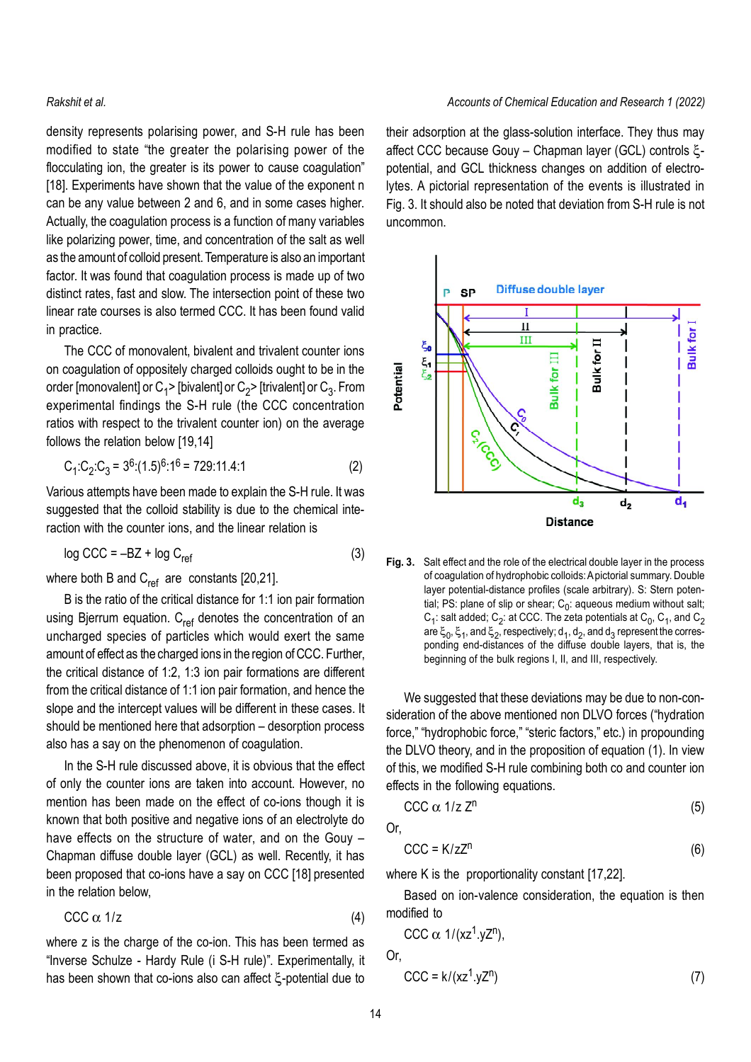density represents polarising power, and S-H rule has been modified to state "the greater the polarising power of the flocculating ion, the greater is its power to cause coagulation" [18]. Experiments have shown that the value of the exponent n can be any value between 2 and 6, and in some cases higher. Actually, the coagulation process is a function of many variables like polarizing power, time, and concentration of the salt as well as the amount of colloid present. Temperature is also an important factor. It was found that coagulation process is made up of two distinct rates, fast and slow. The intersection point of these two linear rate courses is also termed CCC. It has been found valid in practice.

The CCC of monovalent, bivalent and trivalent counter ions on coagulation of oppositely charged colloids ought to be in the order [monovalent] or $C_1$> [bivalent] or $C_2$> [trivalent] or $C_3$. From experimental findings the S-H rule (the CCC concentration ratios with respect to the trivalent counter ion) on the average follows the relation below [19,14]

$$C_1{:}C_2{:}C_3 = 3^6{:}(1.5)^6{:}1^6 = 729{:}11.4{:}1 \quad (2)$$

Various attempts have been made to explain the S-H rule. It was suggested that the colloid stability is due to the chemical interaction with the counter ions, and the linear relation is

$$\log CCC = -BZ + \log C_{ref} \quad (3)$$

where both B and $C_{ref}$ are constants [20,21].

B is the ratio of the critical distance for 1:1 ion pair formation using Bjerrum equation. $C_{ref}$ denotes the concentration of an uncharged species of particles which would exert the same amount of effect as the charged ions in the region of CCC. Further, the critical distance of 1:2, 1:3 ion pair formations are different from the critical distance of 1:1 ion pair formation, and hence the slope and the intercept values will be different in these cases. It should be mentioned here that adsorption – desorption process also has a say on the phenomenon of coagulation.

In the S-H rule discussed above, it is obvious that the effect of only the counter ions are taken into account. However, no mention has been made on the effect of co-ions though it is known that both positive and negative ions of an electrolyte do have effects on the structure of water, and on the Gouy – Chapman diffuse double layer (GCL) as well. Recently, it has been proposed that co-ions have a say on CCC [18] presented in the relation below,

$$CCC \propto 1/z \quad (4)$$

where z is the charge of the co-ion. This has been termed as "Inverse Schulze - Hardy Rule (i S-H rule)". Experimentally, it has been shown that co-ions also can affect ξ-potential due to their adsorption at the glass-solution interface. They thus may affect CCC because Gouy – Chapman layer (GCL) controls ξ-potential, and GCL thickness changes on addition of electrolytes. A pictorial representation of the events is illustrated in Fig. 3. It should also be noted that deviation from S-H rule is not uncommon.

**Fig. 3.** Salt effect and the role of the electrical double layer in the process of coagulation of hydrophobic colloids: A pictorial summary. Double layer potential-distance profiles (scale arbitrary). S: Stern potential; PS: plane of slip or shear; $C_0$: aqueous medium without salt; $C_1$: salt added; $C_2$: at CCC. The zeta potentials at $C_0$, $C_1$, and $C_2$ are $\xi_0$, $\xi_1$, and $\xi_2$, respectively; $d_1$, $d_2$, and $d_3$ represent the corresponding end-distances of the diffuse double layers, that is, the beginning of the bulk regions I, II, and III, respectively.

We suggested that these deviations may be due to non-consideration of the above mentioned non DLVO forces ("hydration force," "hydrophobic force," "steric factors," etc.) in propounding the DLVO theory, and in the proposition of equation (1). In view of this, we modified S-H rule combining both co and counter ion effects in the following equations.

$$CCC \propto 1/z\, Z^n \quad (5)$$

Or,

$$CCC = K/zZ^n \quad (6)$$

where K is the proportionality constant [17,22].

Based on ion-valence consideration, the equation is then modified to

$$CCC \propto 1/(xz^1.yZ^n),$$

Or,

$$CCC = k/(xz^1.yZ^n) \quad (7)$$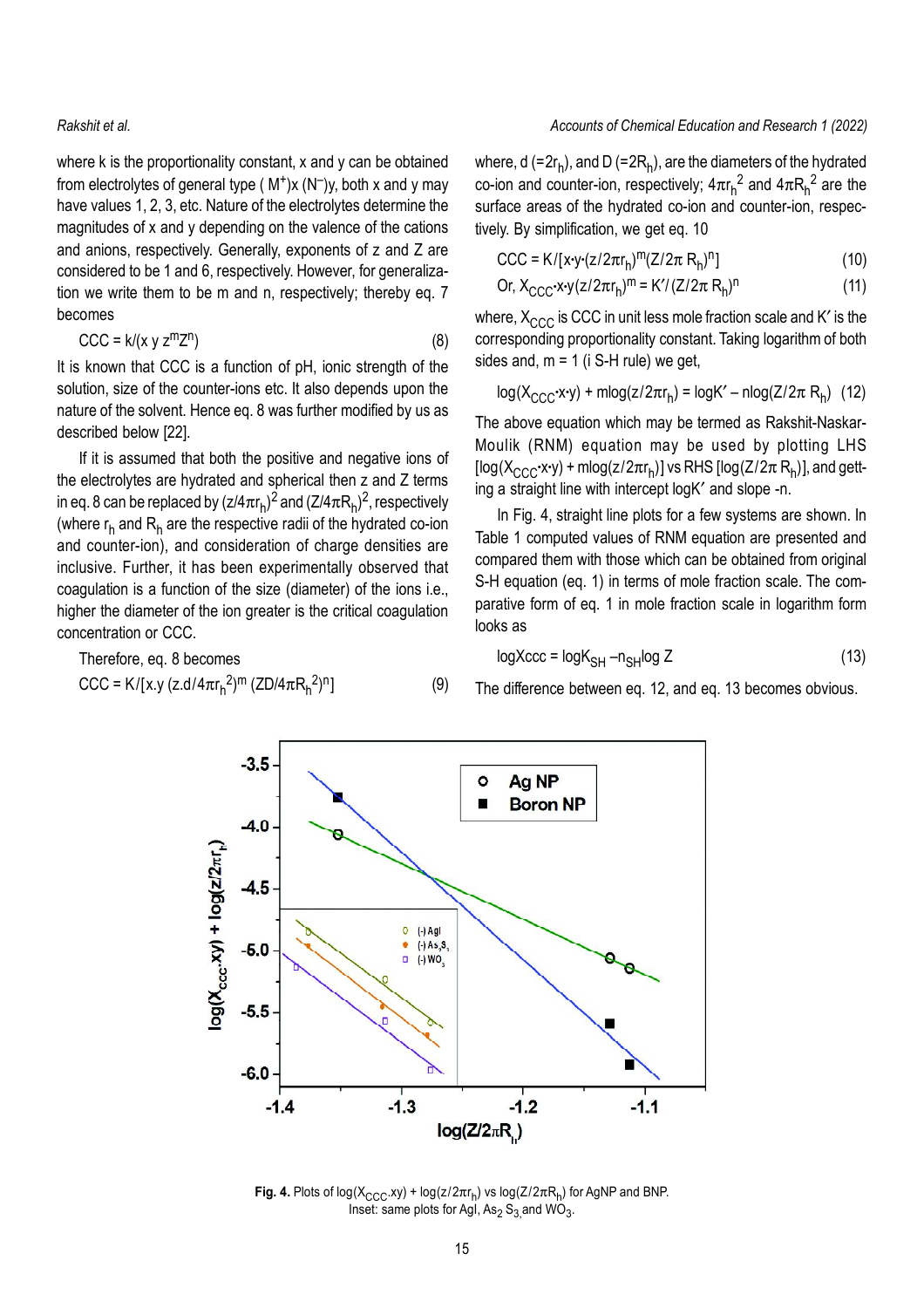where k is the proportionality constant, x and y can be obtained from electrolytes of general type $(M^+)x\ (N^-)y$, both x and y may have values 1, 2, 3, etc. Nature of the electrolytes determine the magnitudes of x and y depending on the valence of the cations and anions, respectively. Generally, exponents of z and Z are considered to be 1 and 6, respectively. However, for generalization we write them to be m and n, respectively; thereby eq. 7 becomes

$$CCC = k/(x\ y\ z^m Z^n) \tag{8}$$

It is known that CCC is a function of pH, ionic strength of the solution, size of the counter-ions etc. It also depends upon the nature of the solvent. Hence eq. 8 was further modified by us as described below [22].

If it is assumed that both the positive and negative ions of the electrolytes are hydrated and spherical then z and Z terms in eq. 8 can be replaced by $(z/4\pi r_h)^2$ and $(Z/4\pi R_h)^2$, respectively (where $r_h$ and $R_h$ are the respective radii of the hydrated co-ion and counter-ion), and consideration of charge densities are inclusive. Further, it has been experimentally observed that coagulation is a function of the size (diameter) of the ions i.e., higher the diameter of the ion greater is the critical coagulation concentration or CCC.

Therefore, eq. 8 becomes

$$CCC = K/[x.y\ (z.d/4\pi r_h^2)^m\ (ZD/4\pi R_h^2)^n] \tag{9}$$

where, d $(=2r_h)$, and D $(=2R_h)$, are the diameters of the hydrated co-ion and counter-ion, respectively; $4\pi r_h^2$ and $4\pi R_h^2$ are the surface areas of the hydrated co-ion and counter-ion, respectively. By simplification, we get eq. 10

$$CCC = K/[x{\cdot}y{\cdot}(z/2\pi r_h)^m (Z/2\pi\ R_h)^n] \tag{10}$$

$$\text{Or, } X_{CCC}{\cdot}x{\cdot}y(z/2\pi r_h)^m = K'/(Z/2\pi\ R_h)^n \tag{11}$$

where, $X_{CCC}$ is CCC in unit less mole fraction scale and $K'$ is the corresponding proportionality constant. Taking logarithm of both sides and, m = 1 (i S-H rule) we get,

$$\log(X_{CCC}{\cdot}x{\cdot}y) + m\log(z/2\pi r_h) = \log K' - n\log(Z/2\pi\ R_h) \tag{12}$$

The above equation which may be termed as Rakshit-Naskar-Moulik (RNM) equation may be used by plotting LHS $[\log(X_{CCC}{\cdot}x{\cdot}y) + m\log(z/2\pi r_h)]$ vs RHS $[\log(Z/2\pi\ R_h)]$, and getting a straight line with intercept $\log K'$ and slope -n.

In Fig. 4, straight line plots for a few systems are shown. In Table 1 computed values of RNM equation are presented and compared them with those which can be obtained from original S-H equation (eq. 1) in terms of mole fraction scale. The comparative form of eq. 1 in mole fraction scale in logarithm form looks as

$$\log X_{ccc} = \log K_{SH} - n_{SH}\log Z \tag{13}$$

The difference between eq. 12, and eq. 13 becomes obvious.

**Fig. 4.** Plots of $\log(X_{CCC}.xy) + \log(z/2\pi r_h)$ vs $\log(Z/2\pi R_h)$ for AgNP and BNP. Inset: same plots for AgI, $As_2S_3$ and $WO_3$.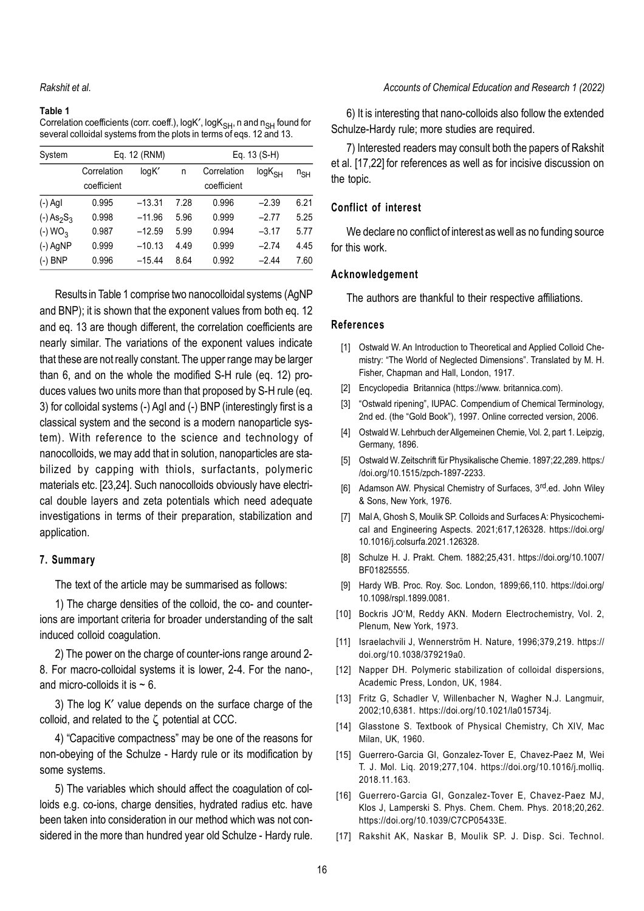**Table 1**

Correlation coefficients (corr. coeff.), logK′, $\log K_{SH}$, n and $n_{SH}$ found for several colloidal systems from the plots in terms of eqs. 12 and 13.

| System | Eq. 12 (RNM) | | | Eq. 13 (S-H) | | |
|---|---|---|---|---|---|---|
| | Correlation coefficient | logK′ | n | Correlation coefficient | $\log K_{SH}$ | $n_{SH}$ |
| (-) AgI | 0.995 | −13.31 | 7.28 | 0.996 | −2.39 | 6.21 |
| (-) $As_2S_3$ | 0.998 | −11.96 | 5.96 | 0.999 | −2.77 | 5.25 |
| (-) $WO_3$ | 0.987 | −12.59 | 5.99 | 0.994 | −3.17 | 5.77 |
| (-) AgNP | 0.999 | −10.13 | 4.49 | 0.999 | −2.74 | 4.45 |
| (-) BNP | 0.996 | −15.44 | 8.64 | 0.992 | −2.44 | 7.60 |

Results in Table 1 comprise two nanocolloidal systems (AgNP and BNP); it is shown that the exponent values from both eq. 12 and eq. 13 are though different, the correlation coefficients are nearly similar. The variations of the exponent values indicate that these are not really constant. The upper range may be larger than 6, and on the whole the modified S-H rule (eq. 12) produces values two units more than that proposed by S-H rule (eq. 3) for colloidal systems (-) AgI and (-) BNP (interestingly first is a classical system and the second is a modern nanoparticle system). With reference to the science and technology of nanocolloids, we may add that in solution, nanoparticles are stabilized by capping with thiols, surfactants, polymeric materials etc. [23,24]. Such nanocolloids obviously have electrical double layers and zeta potentials which need adequate investigations in terms of their preparation, stabilization and application.

## 7. Summary

The text of the article may be summarised as follows:

1) The charge densities of the colloid, the co- and counterions are important criteria for broader understanding of the salt induced colloid coagulation.

2) The power on the charge of counter-ions range around 2-8. For macro-colloidal systems it is lower, 2-4. For the nano-, and micro-colloids it is ~ 6.

3) The log K′ value depends on the surface charge of the colloid, and related to the ζ potential at CCC.

4) "Capacitive compactness" may be one of the reasons for non-obeying of the Schulze - Hardy rule or its modification by some systems.

5) The variables which should affect the coagulation of colloids e.g. co-ions, charge densities, hydrated radius etc. have been taken into consideration in our method which was not considered in the more than hundred year old Schulze - Hardy rule.

6) It is interesting that nano-colloids also follow the extended Schulze-Hardy rule; more studies are required.

7) Interested readers may consult both the papers of Rakshit et al. [17,22] for references as well as for incisive discussion on the topic.

## Conflict of interest

We declare no conflict of interest as well as no funding source for this work.

## Acknowledgement

The authors are thankful to their respective affiliations.

## References

[1] Ostwald W. An Introduction to Theoretical and Applied Colloid Chemistry: "The World of Neglected Dimensions". Translated by M. H. Fisher, Chapman and Hall, London, 1917.

[2] Encyclopedia Britannica (https://www. britannica.com).

[3] "Ostwald ripening", IUPAC. Compendium of Chemical Terminology, 2nd ed. (the "Gold Book"), 1997. Online corrected version, 2006.

[4] Ostwald W. Lehrbuch der Allgemeinen Chemie, Vol. 2, part 1. Leipzig, Germany, 1896.

[5] Ostwald W. Zeitschrift für Physikalische Chemie. 1897;22,289. https://doi.org/10.1515/zpch-1897-2233.

[6] Adamson AW. Physical Chemistry of Surfaces, 3rd.ed. John Wiley & Sons, New York, 1976.

[7] Mal A, Ghosh S, Moulik SP. Colloids and Surfaces A: Physicochemical and Engineering Aspects. 2021;617,126328. https://doi.org/10.1016/j.colsurfa.2021.126328.

[8] Schulze H. J. Prakt. Chem. 1882;25,431. https://doi.org/10.1007/BF01825555.

[9] Hardy WB. Proc. Roy. Soc. London, 1899;66,110. https://doi.org/10.1098/rspl.1899.0081.

[10] Bockris JO'M, Reddy AKN. Modern Electrochemistry, Vol. 2, Plenum, New York, 1973.

[11] Israelachvili J, Wennerström H. Nature, 1996;379,219. https://doi.org/10.1038/379219a0.

[12] Napper DH. Polymeric stabilization of colloidal dispersions, Academic Press, London, UK, 1984.

[13] Fritz G, Schadler V, Willenbacher N, Wagher N.J. Langmuir, 2002;10,6381. https://doi.org/10.1021/la015734j.

[14] Glasstone S. Textbook of Physical Chemistry, Ch XIV, Mac Milan, UK, 1960.

[15] Guerrero-Garcia GI, Gonzalez-Tover E, Chavez-Paez M, Wei T. J. Mol. Liq. 2019;277,104. https://doi.org/10.1016/j.molliq.2018.11.163.

[16] Guerrero-Garcia GI, Gonzalez-Tover E, Chavez-Paez MJ, Klos J, Lamperski S. Phys. Chem. Chem. Phys. 2018;20,262. https://doi.org/10.1039/C7CP05433E.

[17] Rakshit AK, Naskar B, Moulik SP. J. Disp. Sci. Technol.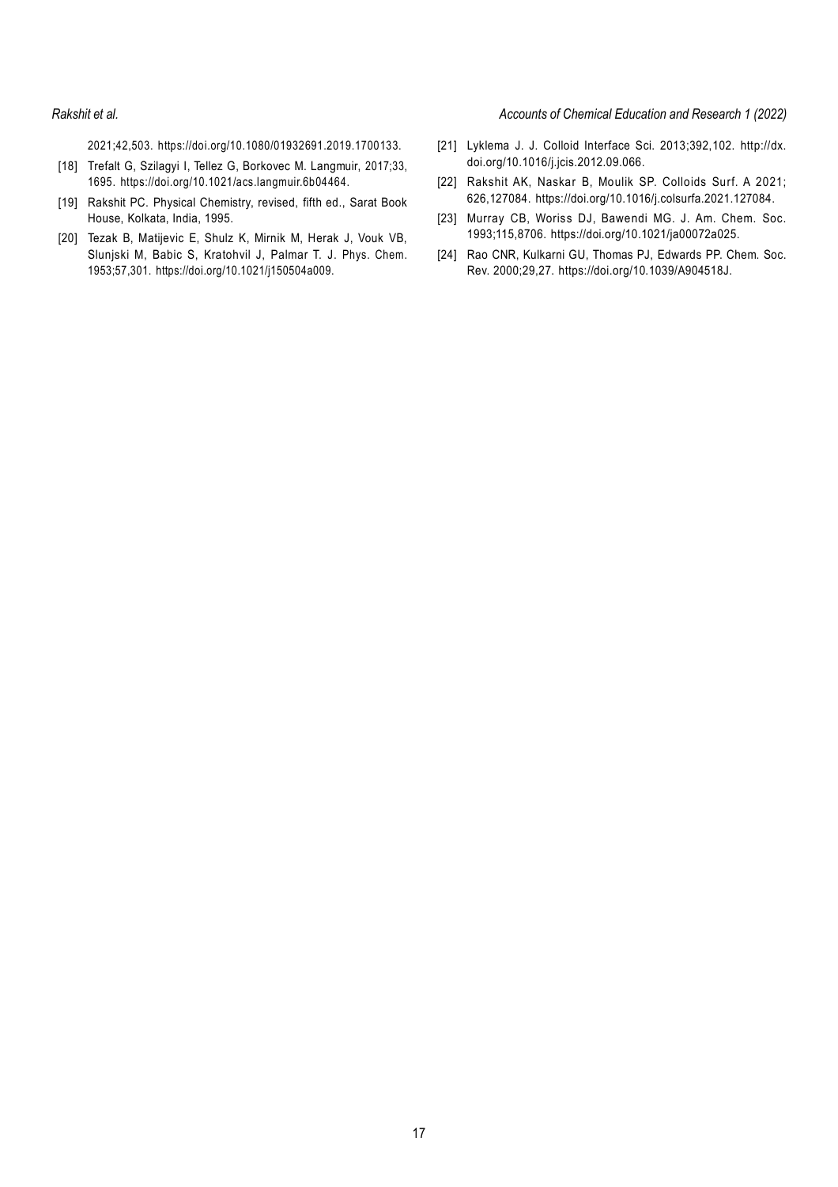2021;42,503. https://doi.org/10.1080/01932691.2019.1700133.

[18] Trefalt G, Szilagyi I, Tellez G, Borkovec M. Langmuir, 2017;33, 1695. https://doi.org/10.1021/acs.langmuir.6b04464.

[19] Rakshit PC. Physical Chemistry, revised, fifth ed., Sarat Book House, Kolkata, India, 1995.

[20] Tezak B, Matijevic E, Shulz K, Mirnik M, Herak J, Vouk VB, Slunjski M, Babic S, Kratohvil J, Palmar T. J. Phys. Chem. 1953;57,301. https://doi.org/10.1021/j150504a009.

[21] Lyklema J. J. Colloid Interface Sci. 2013;392,102. http://dx.doi.org/10.1016/j.jcis.2012.09.066.

[22] Rakshit AK, Naskar B, Moulik SP. Colloids Surf. A 2021; 626,127084. https://doi.org/10.1016/j.colsurfa.2021.127084.

[23] Murray CB, Woriss DJ, Bawendi MG. J. Am. Chem. Soc. 1993;115,8706. https://doi.org/10.1021/ja00072a025.

[24] Rao CNR, Kulkarni GU, Thomas PJ, Edwards PP. Chem. Soc. Rev. 2000;29,27. https://doi.org/10.1039/A904518J.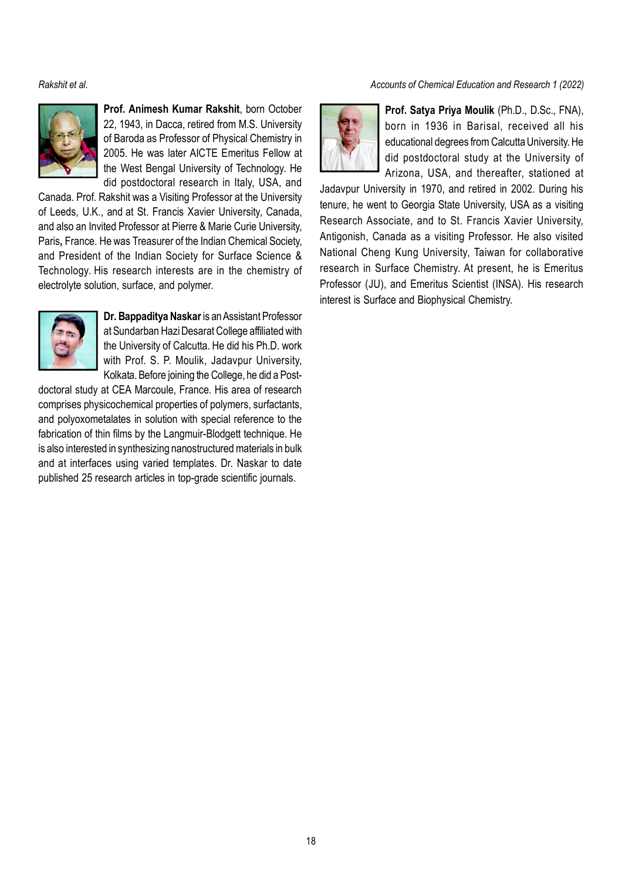**Prof. Animesh Kumar Rakshit**, born October 22, 1943, in Dacca, retired from M.S. University of Baroda as Professor of Physical Chemistry in 2005. He was later AICTE Emeritus Fellow at the West Bengal University of Technology. He did postdoctoral research in Italy, USA, and Canada. Prof. Rakshit was a Visiting Professor at the University of Leeds, U.K., and at St. Francis Xavier University, Canada, and also an Invited Professor at Pierre & Marie Curie University, Paris, France. He was Treasurer of the Indian Chemical Society, and President of the Indian Society for Surface Science & Technology. His research interests are in the chemistry of electrolyte solution, surface, and polymer.

**Dr. Bappaditya Naskar** is an Assistant Professor at Sundarban Hazi Desarat College affiliated with the University of Calcutta. He did his Ph.D. work with Prof. S. P. Moulik, Jadavpur University, Kolkata. Before joining the College, he did a Post-doctoral study at CEA Marcoule, France. His area of research comprises physicochemical properties of polymers, surfactants, and polyoxometalates in solution with special reference to the fabrication of thin films by the Langmuir-Blodgett technique. He is also interested in synthesizing nanostructured materials in bulk and at interfaces using varied templates. Dr. Naskar to date published 25 research articles in top-grade scientific journals.

**Prof. Satya Priya Moulik** (Ph.D., D.Sc., FNA), born in 1936 in Barisal, received all his educational degrees from Calcutta University. He did postdoctoral study at the University of Arizona, USA, and thereafter, stationed at Jadavpur University in 1970, and retired in 2002. During his tenure, he went to Georgia State University, USA as a visiting Research Associate, and to St. Francis Xavier University, Antigonish, Canada as a visiting Professor. He also visited National Cheng Kung University, Taiwan for collaborative research in Surface Chemistry. At present, he is Emeritus Professor (JU), and Emeritus Scientist (INSA). His research interest is Surface and Biophysical Chemistry.